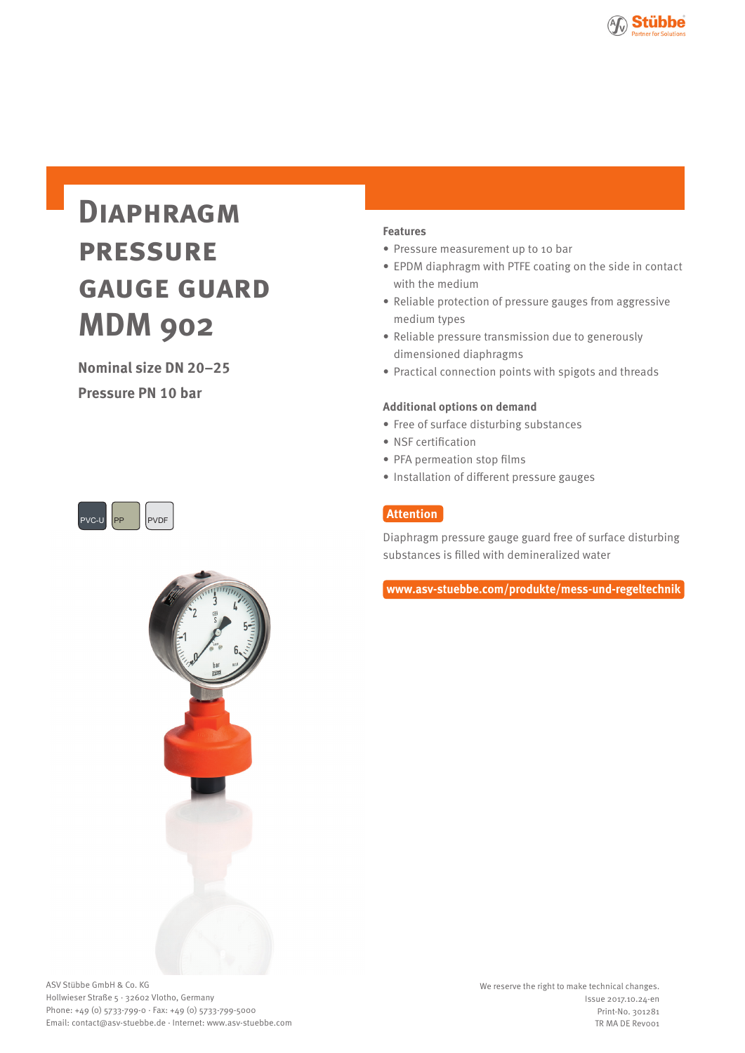# Diaphragm pressure gauge guard MDM 902

**Nominal size DN 20–25**

**Pressure PN 10 bar**

PVC-U PP PVDF

### Features

- Pressure measurement up to 10 bar
- EPDM diaphragm with PTFE coating on the side in contact with the medium
- Reliable protection of pressure gauges from aggressive medium types
- Reliable pressure transmission due to generously dimensioned diaphragms
- Practical connection points with spigots and threads

### Additional options on demand

- Free of surface disturbing substances
- NSF certification
- PFA permeation stop films
- Installation of different pressure gauges

**Attention**

Diaphragm pressure gauge guard free of surface disturbing substances is filled with demineralized water

**www.asv-stuebbe.com/produkte/mess-und-regeltechnik**

ASV Stübbe GmbH & Co. KG
Hollwieser Straße 5 · 32602 Vlotho, Germany
Phone: +49 (0) 5733-799-0 · Fax: +49 (0) 5733-799-5000
Email: contact@asv-stuebbe.de · Internet: www.asv-stuebbe.com

We reserve the right to make technical changes.
Issue 2017.10.24-en
Print-No. 301281
TR MA DE Rev001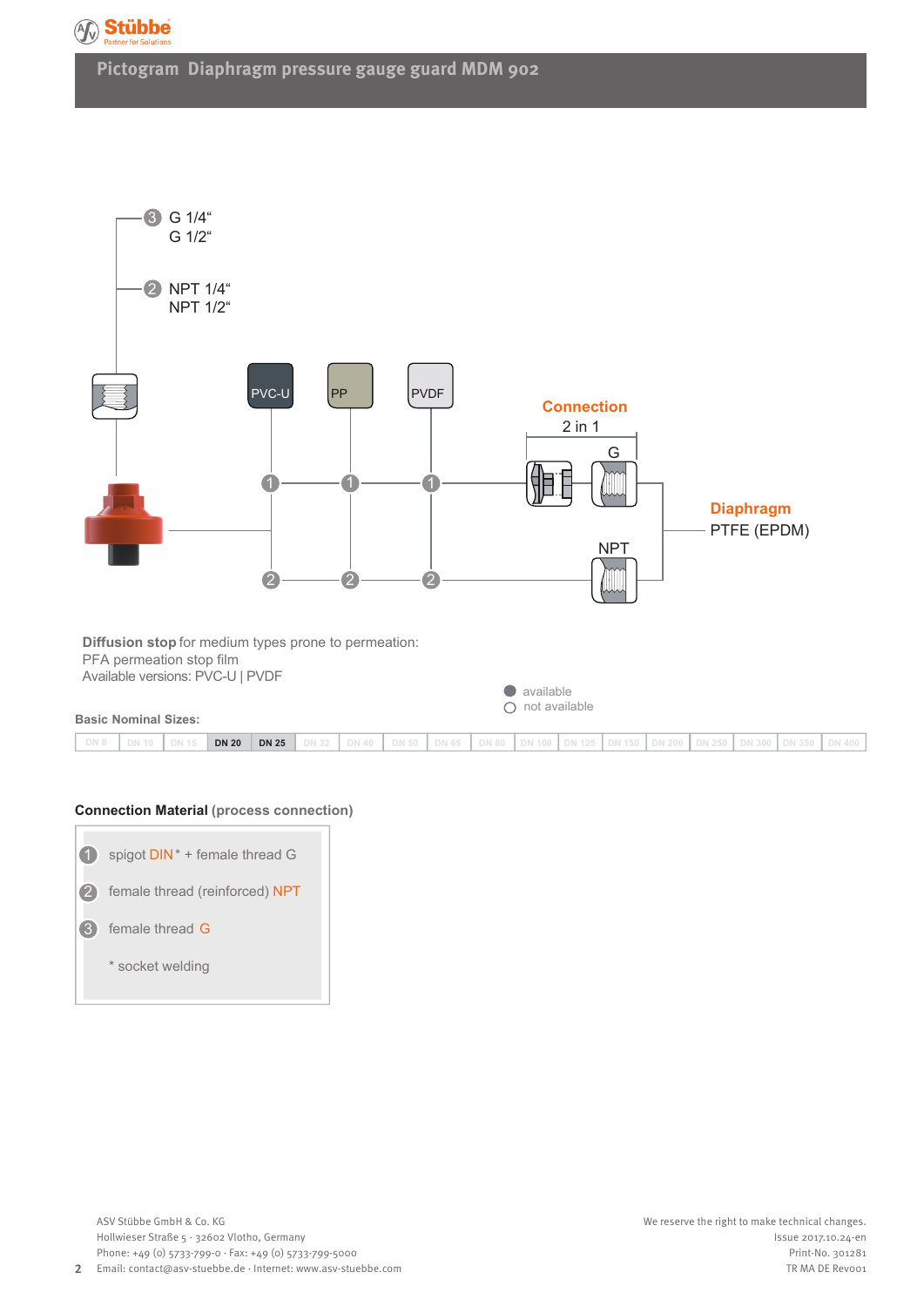## Pictogram Diaphragm pressure gauge guard MDM 902

3 G 1/4“
G 1/2“

2 NPT 1/4“
NPT 1/2“

PVC-U | PP | PVDF

**Connection**
2 in 1

G

NPT

**Diaphragm**
PTFE (EPDM)

**Diffusion stop** for medium types prone to permeation:
PFA permeation stop film
Available versions: PVC-U | PVDF

● available
○ not available

**Basic Nominal Sizes:**

| DN 8 | DN 10 | DN 15 | **DN 20** | **DN 25** | DN 32 | DN 40 | DN 50 | DN 65 | DN 80 | DN 100 | DN 125 | DN 150 | DN 200 | DN 250 | DN 300 | DN 350 | DN 400 |
|---|---|---|---|---|---|---|---|---|---|---|---|---|---|---|---|---|---|

**Connection Material** (process connection)

1. spigot DIN* + female thread G
2. female thread (reinforced) NPT
3. female thread G

\* socket welding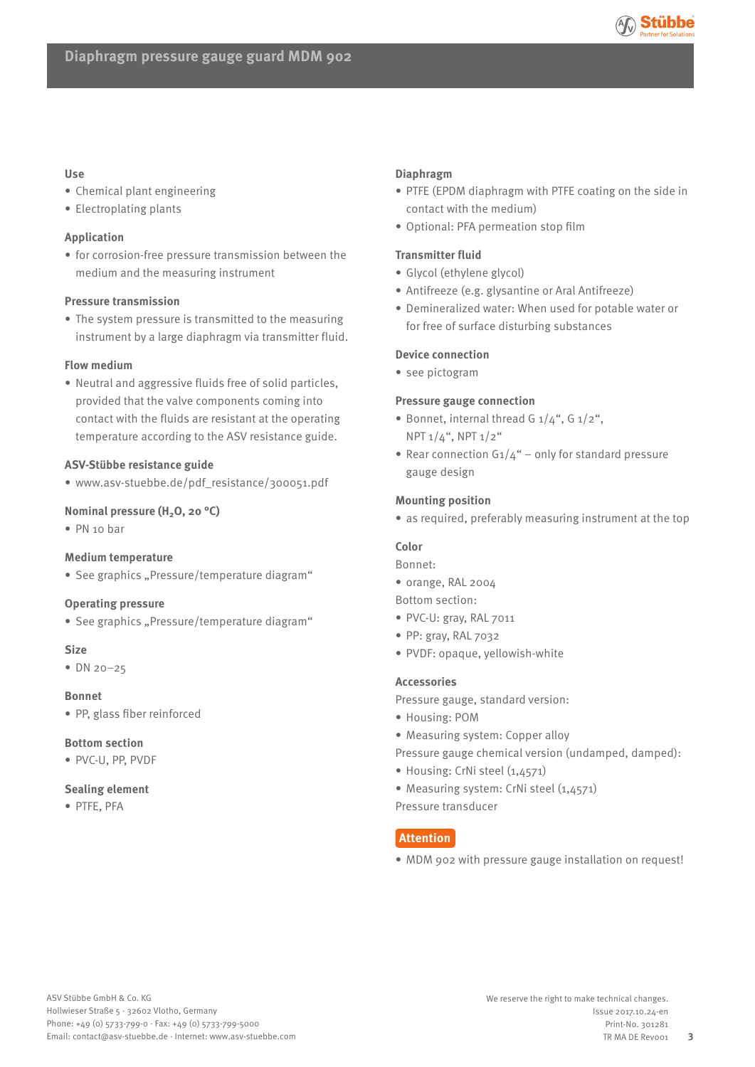# Diaphragm pressure gauge guard MDM 902

### Use

- Chemical plant engineering
- Electroplating plants

### Application

- for corrosion-free pressure transmission between the medium and the measuring instrument

### Pressure transmission

- The system pressure is transmitted to the measuring instrument by a large diaphragm via transmitter fluid.

### Flow medium

- Neutral and aggressive fluids free of solid particles, provided that the valve components coming into contact with the fluids are resistant at the operating temperature according to the ASV resistance guide.

### ASV-Stübbe resistance guide

- www.asv-stuebbe.de/pdf_resistance/300051.pdf

### Nominal pressure ($H_2O$, 20 °C)

- PN 10 bar

### Medium temperature

- See graphics „Pressure/temperature diagram“

### Operating pressure

- See graphics „Pressure/temperature diagram“

### Size

- DN 20–25

### Bonnet

- PP, glass fiber reinforced

### Bottom section

- PVC-U, PP, PVDF

### Sealing element

- PTFE, PFA

### Diaphragm

- PTFE (EPDM diaphragm with PTFE coating on the side in contact with the medium)
- Optional: PFA permeation stop film

### Transmitter fluid

- Glycol (ethylene glycol)
- Antifreeze (e.g. glysantine or Aral Antifreeze)
- Demineralized water: When used for potable water or for free of surface disturbing substances

### Device connection

- see pictogram

### Pressure gauge connection

- Bonnet, internal thread G 1/4“, G 1/2“, NPT 1/4“, NPT 1/2“
- Rear connection G1/4“ – only for standard pressure gauge design

### Mounting position

- as required, preferably measuring instrument at the top

### Color

Bonnet:

- orange, RAL 2004

Bottom section:

- PVC-U: gray, RAL 7011
- PP: gray, RAL 7032
- PVDF: opaque, yellowish-white

### Accessories

Pressure gauge, standard version:

- Housing: POM
- Measuring system: Copper alloy

Pressure gauge chemical version (undamped, damped):

- Housing: CrNi steel (1,4571)
- Measuring system: CrNi steel (1,4571)

Pressure transducer

**Attention**

- MDM 902 with pressure gauge installation on request!

ASV Stübbe GmbH & Co. KG
Hollwieser Straße 5 · 32602 Vlotho, Germany
Phone: +49 (0) 5733-799-0 · Fax: +49 (0) 5733-799-5000
Email: contact@asv-stuebbe.de · Internet: www.asv-stuebbe.com

We reserve the right to make technical changes.
Issue 2017.10.24-en
Print-No. 301281
TR MA DE Rev001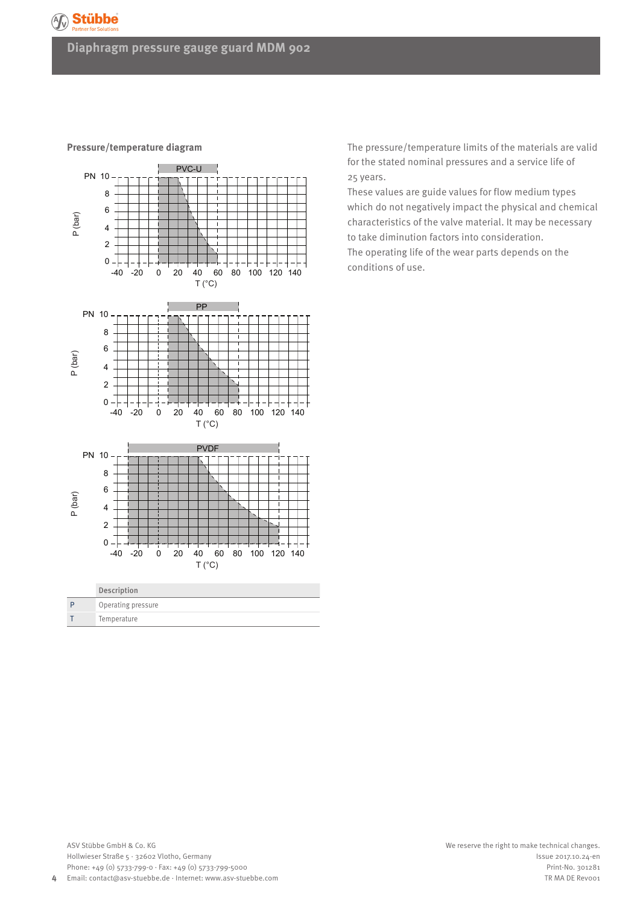# Diaphragm pressure gauge guard MDM 902

## Pressure/temperature diagram

The pressure/temperature limits of the materials are valid for the stated nominal pressures and a service life of 25 years.

These values are guide values for flow medium types which do not negatively impact the physical and chemical characteristics of the valve material. It may be necessary to take diminution factors into consideration.

The operating life of the wear parts depends on the conditions of use.

| | Description |
|---|---|
| P | Operating pressure |
| T | Temperature |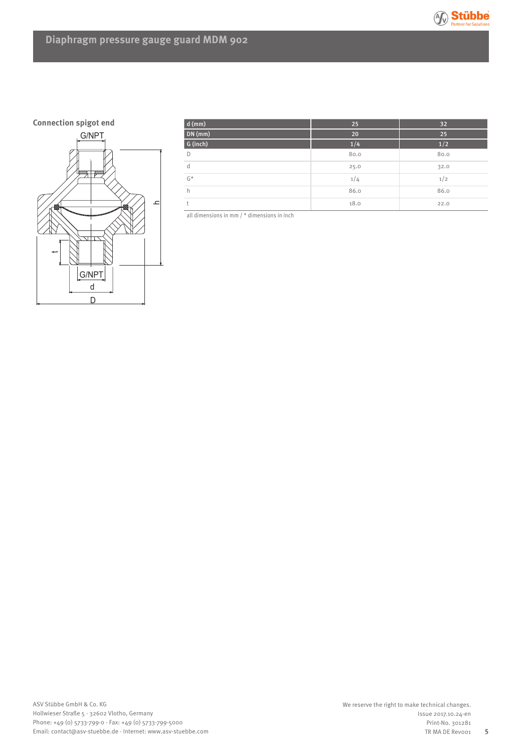# Diaphragm pressure gauge guard MDM 902

## Connection spigot end

| d (mm) | 25 | 32 |
|---|---|---|
| DN (mm) | 20 | 25 |
| G (inch) | 1/4 | 1/2 |
| D | 80.0 | 80.0 |
| d | 25.0 | 32.0 |
| G* | 1/4 | 1/2 |
| h | 86.0 | 86.0 |
| t | 18.0 | 22.0 |

all dimensions in mm / * dimensions in inch

ASV Stübbe GmbH & Co. KG
Hollwieser Straße 5 · 32602 Vlotho, Germany
Phone: +49 (0) 5733-799-0 · Fax: +49 (0) 5733-799-5000
Email: contact@asv-stuebbe.de · Internet: www.asv-stuebbe.com

We reserve the right to make technical changes.
Issue 2017.10.24-en
Print-No. 301281
TR MA DE Rev001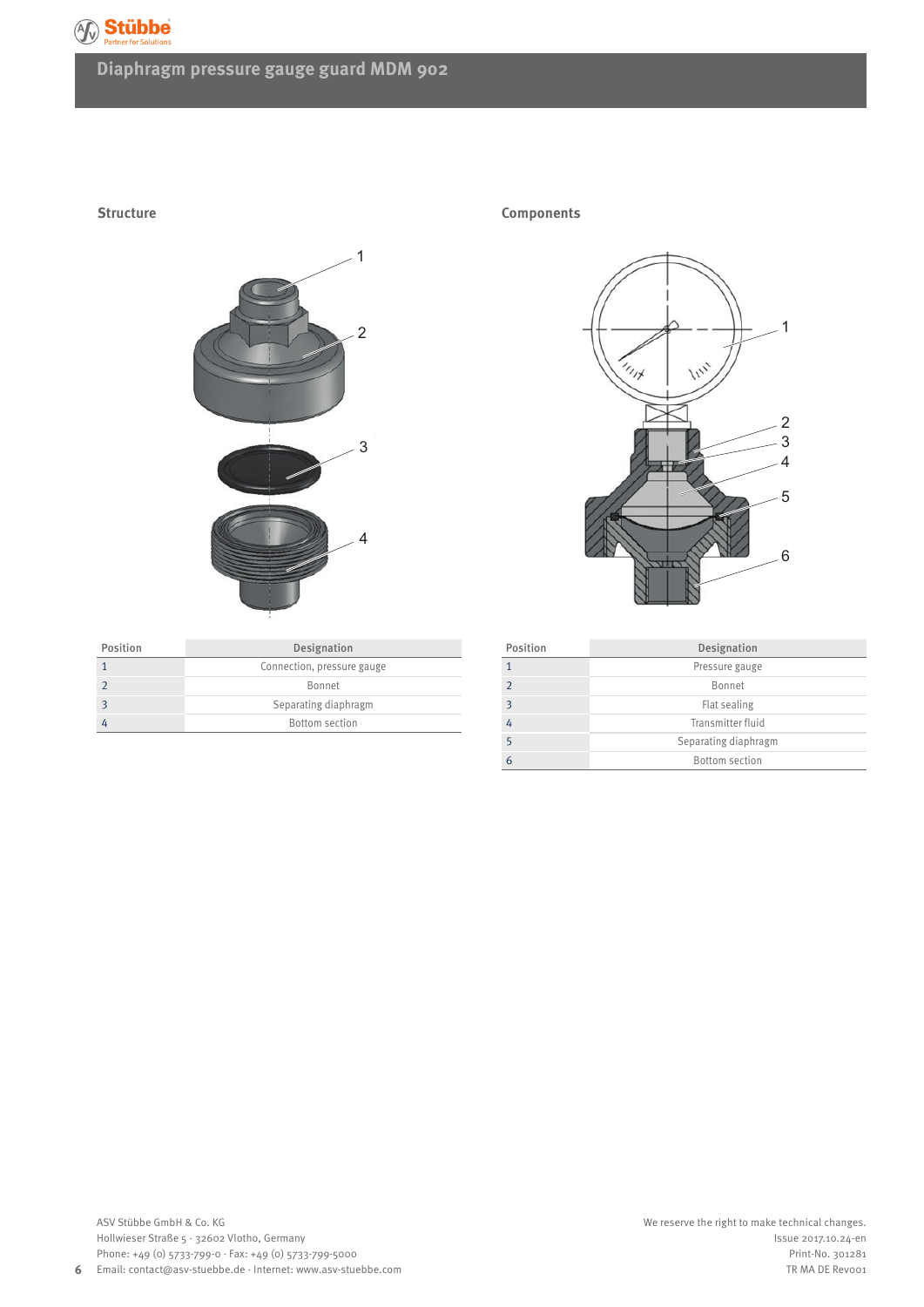# Diaphragm pressure gauge guard MDM 902

## Structure

1

2

3

4

| Position | Designation |
|---|---|
| 1 | Connection, pressure gauge |
| 2 | Bonnet |
| 3 | Separating diaphragm |
| 4 | Bottom section |

## Components

1

2

3

4

5

6

| Position | Designation |
|---|---|
| 1 | Pressure gauge |
| 2 | Bonnet |
| 3 | Flat sealing |
| 4 | Transmitter fluid |
| 5 | Separating diaphragm |
| 6 | Bottom section |

ASV Stübbe GmbH & Co. KG
Hollwieser Straße 5 · 32602 Vlotho, Germany
Phone: +49 (0) 5733-799-0 · Fax: +49 (0) 5733-799-5000
Email: contact@asv-stuebbe.de · Internet: www.asv-stuebbe.com

We reserve the right to make technical changes.
Issue 2017.10.24-en
Print-No. 301281
TR MA DE Rev001